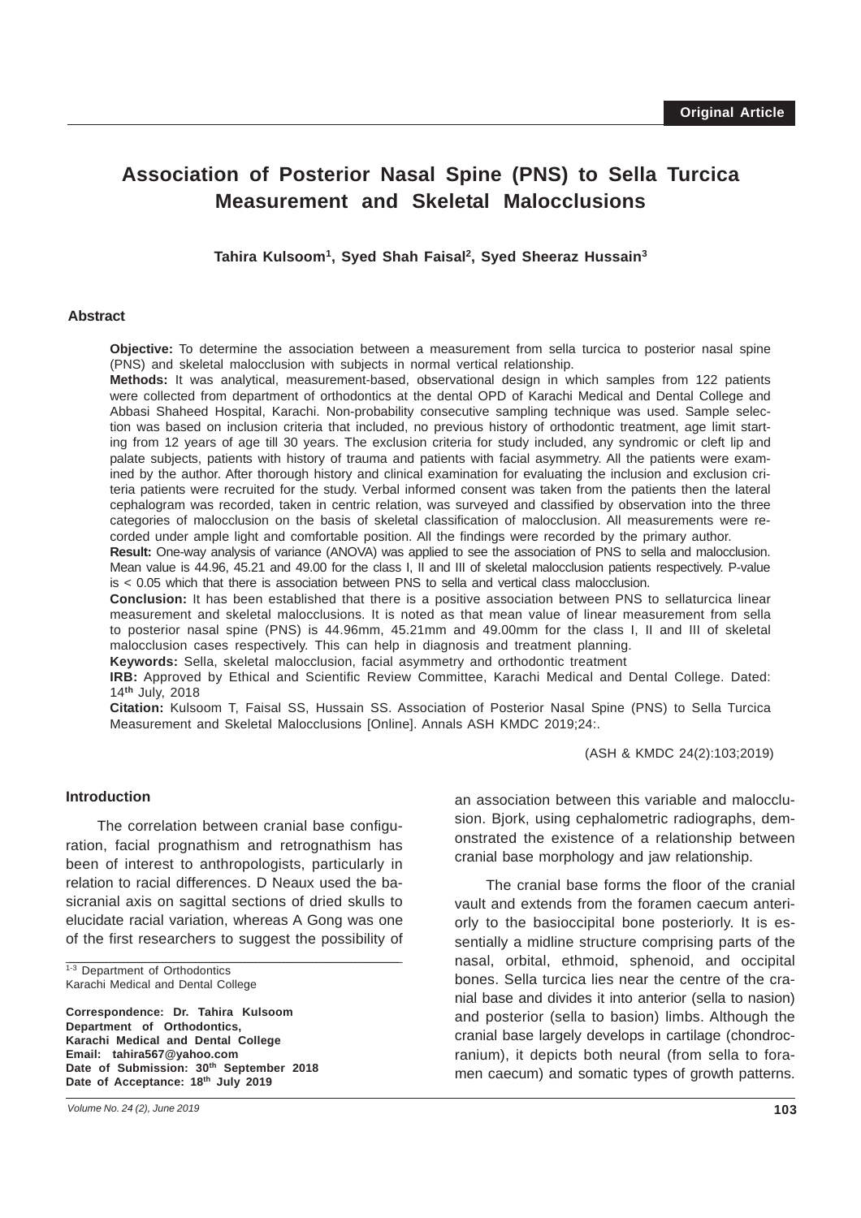Original Article

# Association of Posterior Nasal Spine (PNS) to Sella Turcica Measurement and Skeletal Malocclusions

**Tahira Kulsoom[1], Syed Shah Faisal[2], Syed Sheeraz Hussain[3]**

## Abstract

**Objective:** To determine the association between a measurement from sella turcica to posterior nasal spine (PNS) and skeletal malocclusion with subjects in normal vertical relationship.

**Methods:** It was analytical, measurement-based, observational design in which samples from 122 patients were collected from department of orthodontics at the dental OPD of Karachi Medical and Dental College and Abbasi Shaheed Hospital, Karachi. Non-probability consecutive sampling technique was used. Sample selection was based on inclusion criteria that included, no previous history of orthodontic treatment, age limit starting from 12 years of age till 30 years. The exclusion criteria for study included, any syndromic or cleft lip and palate subjects, patients with history of trauma and patients with facial asymmetry. All the patients were examined by the author. After thorough history and clinical examination for evaluating the inclusion and exclusion criteria patients were recruited for the study. Verbal informed consent was taken from the patients then the lateral cephalogram was recorded, taken in centric relation, was surveyed and classified by observation into the three categories of malocclusion on the basis of skeletal classification of malocclusion. All measurements were recorded under ample light and comfortable position. All the findings were recorded by the primary author.

**Result:** One-way analysis of variance (ANOVA) was applied to see the association of PNS to sella and malocclusion. Mean value is 44.96, 45.21 and 49.00 for the class I, II and III of skeletal malocclusion patients respectively. P-value is < 0.05 which that there is association between PNS to sella and vertical class malocclusion.

**Conclusion:** It has been established that there is a positive association between PNS to sellaturcica linear measurement and skeletal malocclusions. It is noted as that mean value of linear measurement from sella to posterior nasal spine (PNS) is 44.96mm, 45.21mm and 49.00mm for the class I, II and III of skeletal malocclusion cases respectively. This can help in diagnosis and treatment planning.

**Keywords:** Sella, skeletal malocclusion, facial asymmetry and orthodontic treatment

**IRB:** Approved by Ethical and Scientific Review Committee, Karachi Medical and Dental College. Dated: 14th July, 2018

**Citation:** Kulsoom T, Faisal SS, Hussain SS. Association of Posterior Nasal Spine (PNS) to Sella Turcica Measurement and Skeletal Malocclusions [Online]. Annals ASH KMDC 2019;24:.

(ASH & KMDC 24(2):103;2019)

## Introduction

The correlation between cranial base configuration, facial prognathism and retrognathism has been of interest to anthropologists, particularly in relation to racial differences. D Neaux used the basicranial axis on sagittal sections of dried skulls to elucidate racial variation, whereas A Gong was one of the first researchers to suggest the possibility of an association between this variable and malocclusion. Bjork, using cephalometric radiographs, demonstrated the existence of a relationship between cranial base morphology and jaw relationship.

The cranial base forms the floor of the cranial vault and extends from the foramen caecum anteriorly to the basioccipital bone posteriorly. It is essentially a midline structure comprising parts of the nasal, orbital, ethmoid, sphenoid, and occipital bones. Sella turcica lies near the centre of the cranial base and divides it into anterior (sella to nasion) and posterior (sella to basion) limbs. Although the cranial base largely develops in cartilage (chondrocranium), it depicts both neural (from sella to foramen caecum) and somatic types of growth patterns.

[1-3] Department of Orthodontics
Karachi Medical and Dental College

**Correspondence: Dr. Tahira Kulsoom**
**Department of Orthodontics,**
**Karachi Medical and Dental College**
**Email: tahira567@yahoo.com**
**Date of Submission: 30th September 2018**
**Date of Acceptance: 18th July 2019**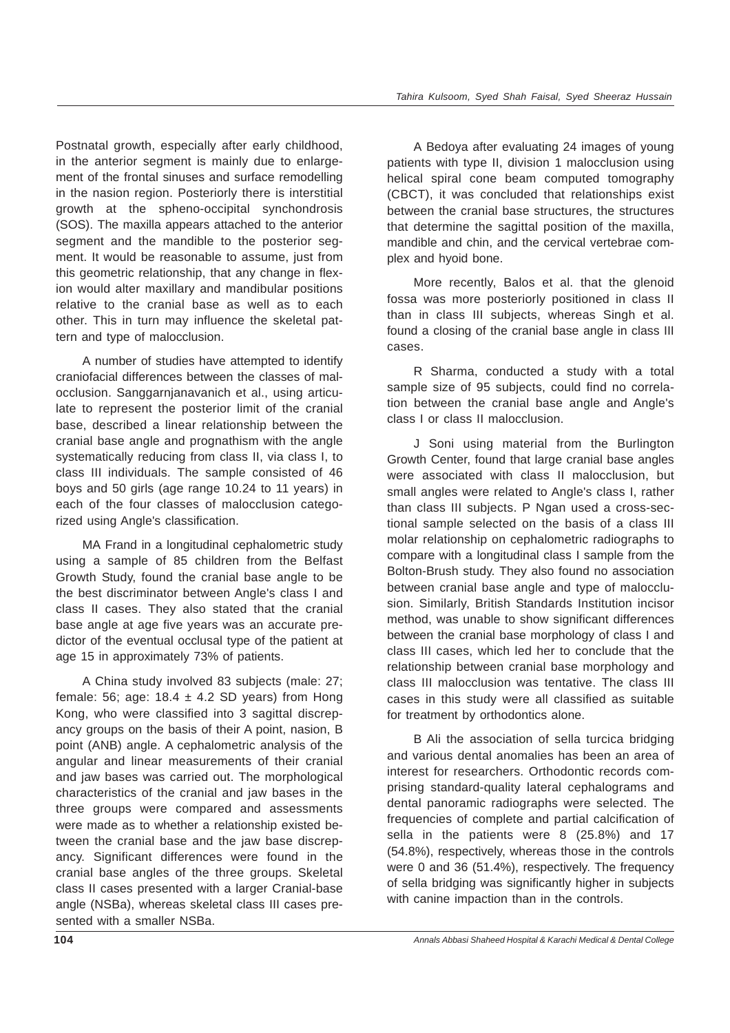Postnatal growth, especially after early childhood, in the anterior segment is mainly due to enlargement of the frontal sinuses and surface remodelling in the nasion region. Posteriorly there is interstitial growth at the spheno-occipital synchondrosis (SOS). The maxilla appears attached to the anterior segment and the mandible to the posterior segment. It would be reasonable to assume, just from this geometric relationship, that any change in flexion would alter maxillary and mandibular positions relative to the cranial base as well as to each other. This in turn may influence the skeletal pattern and type of malocclusion.

A number of studies have attempted to identify craniofacial differences between the classes of malocclusion. Sanggarnjanavanich et al., using articulate to represent the posterior limit of the cranial base, described a linear relationship between the cranial base angle and prognathism with the angle systematically reducing from class II, via class I, to class III individuals. The sample consisted of 46 boys and 50 girls (age range 10.24 to 11 years) in each of the four classes of malocclusion categorized using Angle's classification.

MA Frand in a longitudinal cephalometric study using a sample of 85 children from the Belfast Growth Study, found the cranial base angle to be the best discriminator between Angle's class I and class II cases. They also stated that the cranial base angle at age five years was an accurate predictor of the eventual occlusal type of the patient at age 15 in approximately 73% of patients.

A China study involved 83 subjects (male: 27; female: 56; age: 18.4 ± 4.2 SD years) from Hong Kong, who were classified into 3 sagittal discrepancy groups on the basis of their A point, nasion, B point (ANB) angle. A cephalometric analysis of the angular and linear measurements of their cranial and jaw bases was carried out. The morphological characteristics of the cranial and jaw bases in the three groups were compared and assessments were made as to whether a relationship existed between the cranial base and the jaw base discrepancy. Significant differences were found in the cranial base angles of the three groups. Skeletal class II cases presented with a larger Cranial-base angle (NSBa), whereas skeletal class III cases presented with a smaller NSBa.

A Bedoya after evaluating 24 images of young patients with type II, division 1 malocclusion using helical spiral cone beam computed tomography (CBCT), it was concluded that relationships exist between the cranial base structures, the structures that determine the sagittal position of the maxilla, mandible and chin, and the cervical vertebrae complex and hyoid bone.

More recently, Balos et al. that the glenoid fossa was more posteriorly positioned in class II than in class III subjects, whereas Singh et al. found a closing of the cranial base angle in class III cases.

R Sharma, conducted a study with a total sample size of 95 subjects, could find no correlation between the cranial base angle and Angle's class I or class II malocclusion.

J Soni using material from the Burlington Growth Center, found that large cranial base angles were associated with class II malocclusion, but small angles were related to Angle's class I, rather than class III subjects. P Ngan used a cross-sectional sample selected on the basis of a class III molar relationship on cephalometric radiographs to compare with a longitudinal class I sample from the Bolton-Brush study. They also found no association between cranial base angle and type of malocclusion. Similarly, British Standards Institution incisor method, was unable to show significant differences between the cranial base morphology of class I and class III cases, which led her to conclude that the relationship between cranial base morphology and class III malocclusion was tentative. The class III cases in this study were all classified as suitable for treatment by orthodontics alone.

B Ali the association of sella turcica bridging and various dental anomalies has been an area of interest for researchers. Orthodontic records comprising standard-quality lateral cephalograms and dental panoramic radiographs were selected. The frequencies of complete and partial calcification of sella in the patients were 8 (25.8%) and 17 (54.8%), respectively, whereas those in the controls were 0 and 36 (51.4%), respectively. The frequency of sella bridging was significantly higher in subjects with canine impaction than in the controls.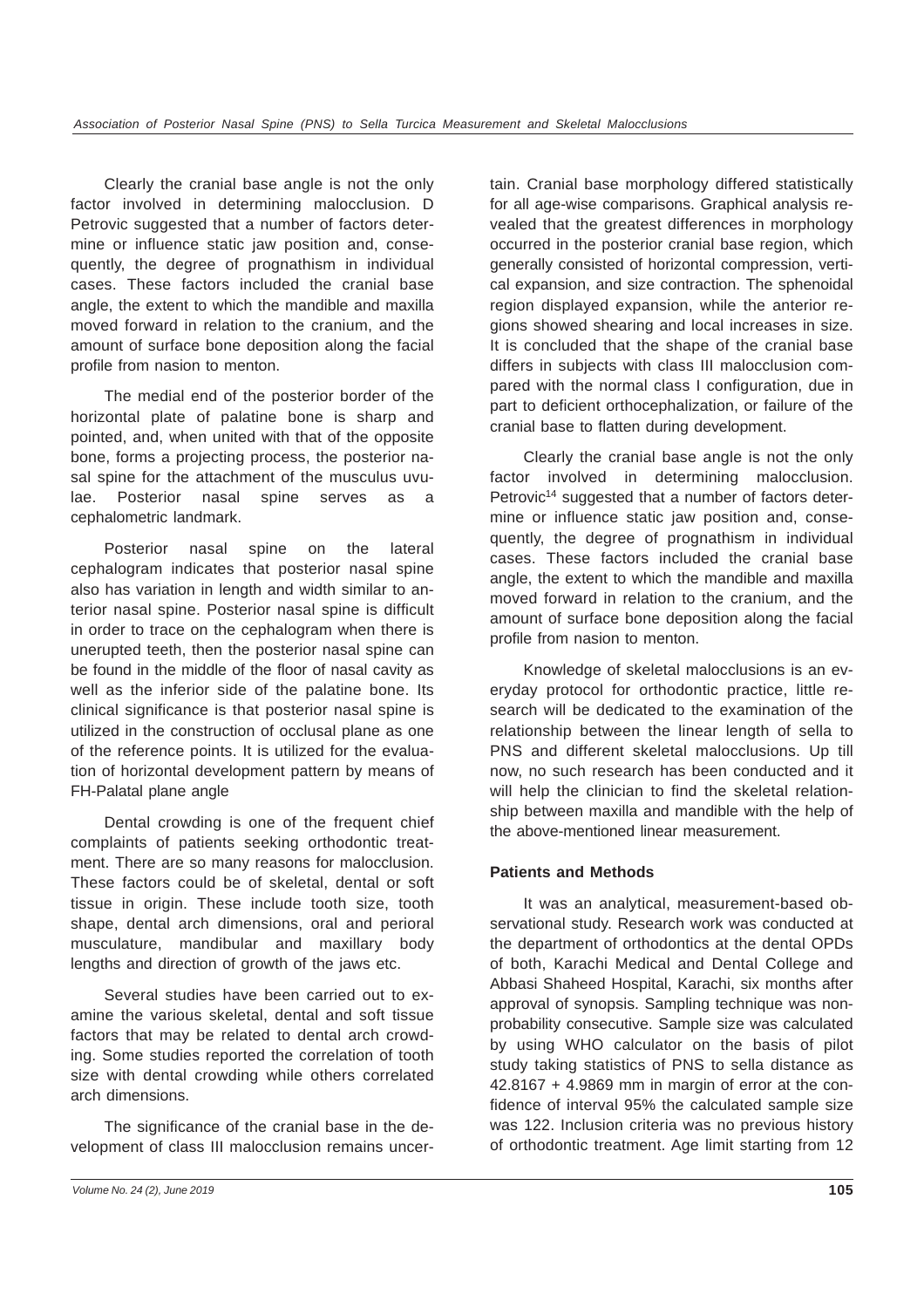Clearly the cranial base angle is not the only factor involved in determining malocclusion. D Petrovic suggested that a number of factors determine or influence static jaw position and, consequently, the degree of prognathism in individual cases. These factors included the cranial base angle, the extent to which the mandible and maxilla moved forward in relation to the cranium, and the amount of surface bone deposition along the facial profile from nasion to menton.

The medial end of the posterior border of the horizontal plate of palatine bone is sharp and pointed, and, when united with that of the opposite bone, forms a projecting process, the posterior nasal spine for the attachment of the musculus uvulae. Posterior nasal spine serves as a cephalometric landmark.

Posterior nasal spine on the lateral cephalogram indicates that posterior nasal spine also has variation in length and width similar to anterior nasal spine. Posterior nasal spine is difficult in order to trace on the cephalogram when there is unerupted teeth, then the posterior nasal spine can be found in the middle of the floor of nasal cavity as well as the inferior side of the palatine bone. Its clinical significance is that posterior nasal spine is utilized in the construction of occlusal plane as one of the reference points. It is utilized for the evaluation of horizontal development pattern by means of FH-Palatal plane angle

Dental crowding is one of the frequent chief complaints of patients seeking orthodontic treatment. There are so many reasons for malocclusion. These factors could be of skeletal, dental or soft tissue in origin. These include tooth size, tooth shape, dental arch dimensions, oral and perioral musculature, mandibular and maxillary body lengths and direction of growth of the jaws etc.

Several studies have been carried out to examine the various skeletal, dental and soft tissue factors that may be related to dental arch crowding. Some studies reported the correlation of tooth size with dental crowding while others correlated arch dimensions.

The significance of the cranial base in the development of class III malocclusion remains uncertain. Cranial base morphology differed statistically for all age-wise comparisons. Graphical analysis revealed that the greatest differences in morphology occurred in the posterior cranial base region, which generally consisted of horizontal compression, vertical expansion, and size contraction. The sphenoidal region displayed expansion, while the anterior regions showed shearing and local increases in size. It is concluded that the shape of the cranial base differs in subjects with class III malocclusion compared with the normal class I configuration, due in part to deficient orthocephalization, or failure of the cranial base to flatten during development.

Clearly the cranial base angle is not the only factor involved in determining malocclusion. Petrovic[14] suggested that a number of factors determine or influence static jaw position and, consequently, the degree of prognathism in individual cases. These factors included the cranial base angle, the extent to which the mandible and maxilla moved forward in relation to the cranium, and the amount of surface bone deposition along the facial profile from nasion to menton.

Knowledge of skeletal malocclusions is an everyday protocol for orthodontic practice, little research will be dedicated to the examination of the relationship between the linear length of sella to PNS and different skeletal malocclusions. Up till now, no such research has been conducted and it will help the clinician to find the skeletal relationship between maxilla and mandible with the help of the above-mentioned linear measurement.

**Patients and Methods**

It was an analytical, measurement-based observational study. Research work was conducted at the department of orthodontics at the dental OPDs of both, Karachi Medical and Dental College and Abbasi Shaheed Hospital, Karachi, six months after approval of synopsis. Sampling technique was non-probability consecutive. Sample size was calculated by using WHO calculator on the basis of pilot study taking statistics of PNS to sella distance as 42.8167 + 4.9869 mm in margin of error at the confidence of interval 95% the calculated sample size was 122. Inclusion criteria was no previous history of orthodontic treatment. Age limit starting from 12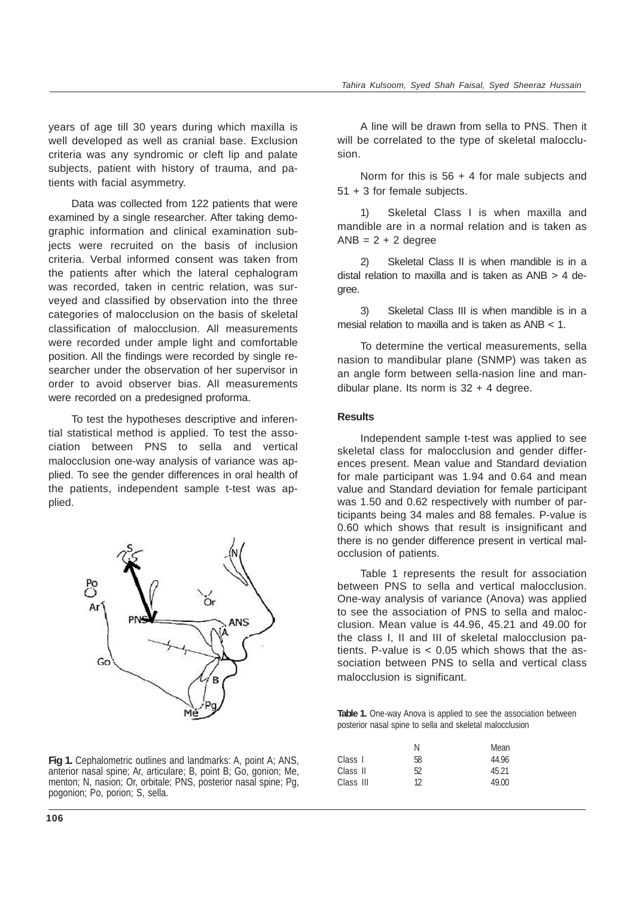years of age till 30 years during which maxilla is well developed as well as cranial base. Exclusion criteria was any syndromic or cleft lip and palate subjects, patient with history of trauma, and patients with facial asymmetry.

Data was collected from 122 patients that were examined by a single researcher. After taking demographic information and clinical examination subjects were recruited on the basis of inclusion criteria. Verbal informed consent was taken from the patients after which the lateral cephalogram was recorded, taken in centric relation, was surveyed and classified by observation into the three categories of malocclusion on the basis of skeletal classification of malocclusion. All measurements were recorded under ample light and comfortable position. All the findings were recorded by single researcher under the observation of her supervisor in order to avoid observer bias. All measurements were recorded on a predesigned proforma.

To test the hypotheses descriptive and inferential statistical method is applied. To test the association between PNS to sella and vertical malocclusion one-way analysis of variance was applied. To see the gender differences in oral health of the patients, independent sample t-test was applied.

**Fig 1.** Cephalometric outlines and landmarks: A, point A; ANS, anterior nasal spine; Ar, articulare; B, point B; Go, gonion; Me, menton; N, nasion; Or, orbitale; PNS, posterior nasal spine; Pg, pogonion; Po, porion; S, sella.

A line will be drawn from sella to PNS. Then it will be correlated to the type of skeletal malocclusion.

Norm for this is 56 + 4 for male subjects and 51 + 3 for female subjects.

1) Skeletal Class I is when maxilla and mandible are in a normal relation and is taken as ANB = 2 + 2 degree

2) Skeletal Class II is when mandible is in a distal relation to maxilla and is taken as ANB > 4 degree.

3) Skeletal Class III is when mandible is in a mesial relation to maxilla and is taken as ANB < 1.

To determine the vertical measurements, sella nasion to mandibular plane (SNMP) was taken as an angle form between sella-nasion line and mandibular plane. Its norm is 32 + 4 degree.

### Results

Independent sample t-test was applied to see skeletal class for malocclusion and gender differences present. Mean value and Standard deviation for male participant was 1.94 and 0.64 and mean value and Standard deviation for female participant was 1.50 and 0.62 respectively with number of participants being 34 males and 88 females. P-value is 0.60 which shows that result is insignificant and there is no gender difference present in vertical malocclusion of patients.

Table 1 represents the result for association between PNS to sella and vertical malocclusion. One-way analysis of variance (Anova) was applied to see the association of PNS to sella and malocclusion. Mean value is 44.96, 45.21 and 49.00 for the class I, II and III of skeletal malocclusion patients. P-value is < 0.05 which shows that the association between PNS to sella and vertical class malocclusion is significant.

**Table 1.** One-way Anova is applied to see the association between posterior nasal spine to sella and skeletal malocclusion

| | N | Mean |
|---|---|---|
| Class I | 58 | 44.96 |
| Class II | 52 | 45.21 |
| Class III | 12 | 49.00 |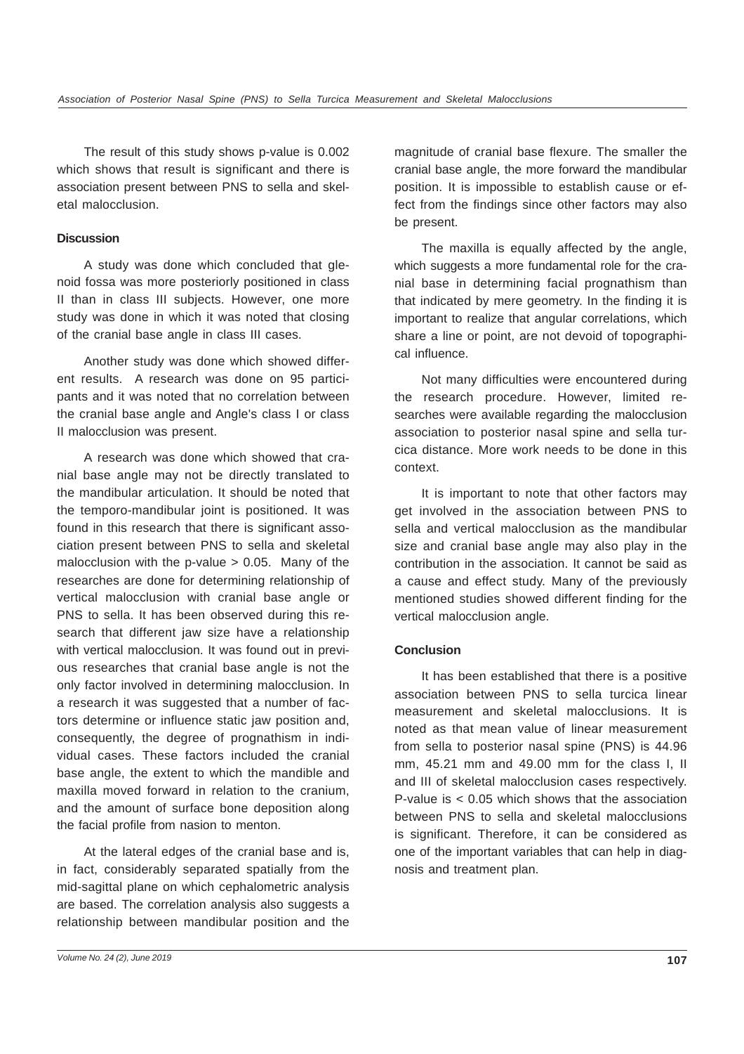The result of this study shows p-value is 0.002 which shows that result is significant and there is association present between PNS to sella and skeletal malocclusion.

## Discussion

A study was done which concluded that glenoid fossa was more posteriorly positioned in class II than in class III subjects. However, one more study was done in which it was noted that closing of the cranial base angle in class III cases.

Another study was done which showed different results. A research was done on 95 participants and it was noted that no correlation between the cranial base angle and Angle's class I or class II malocclusion was present.

A research was done which showed that cranial base angle may not be directly translated to the mandibular articulation. It should be noted that the temporo-mandibular joint is positioned. It was found in this research that there is significant association present between PNS to sella and skeletal malocclusion with the p-value $> 0.05$. Many of the researches are done for determining relationship of vertical malocclusion with cranial base angle or PNS to sella. It has been observed during this research that different jaw size have a relationship with vertical malocclusion. It was found out in previous researches that cranial base angle is not the only factor involved in determining malocclusion. In a research it was suggested that a number of factors determine or influence static jaw position and, consequently, the degree of prognathism in individual cases. These factors included the cranial base angle, the extent to which the mandible and maxilla moved forward in relation to the cranium, and the amount of surface bone deposition along the facial profile from nasion to menton.

At the lateral edges of the cranial base and is, in fact, considerably separated spatially from the mid-sagittal plane on which cephalometric analysis are based. The correlation analysis also suggests a relationship between mandibular position and the magnitude of cranial base flexure. The smaller the cranial base angle, the more forward the mandibular position. It is impossible to establish cause or effect from the findings since other factors may also be present.

The maxilla is equally affected by the angle, which suggests a more fundamental role for the cranial base in determining facial prognathism than that indicated by mere geometry. In the finding it is important to realize that angular correlations, which share a line or point, are not devoid of topographical influence.

Not many difficulties were encountered during the research procedure. However, limited researches were available regarding the malocclusion association to posterior nasal spine and sella turcica distance. More work needs to be done in this context.

It is important to note that other factors may get involved in the association between PNS to sella and vertical malocclusion as the mandibular size and cranial base angle may also play in the contribution in the association. It cannot be said as a cause and effect study. Many of the previously mentioned studies showed different finding for the vertical malocclusion angle.

## Conclusion

It has been established that there is a positive association between PNS to sella turcica linear measurement and skeletal malocclusions. It is noted as that mean value of linear measurement from sella to posterior nasal spine (PNS) is 44.96 mm, 45.21 mm and 49.00 mm for the class I, II and III of skeletal malocclusion cases respectively. P-value is $< 0.05$ which shows that the association between PNS to sella and skeletal malocclusions is significant. Therefore, it can be considered as one of the important variables that can help in diagnosis and treatment plan.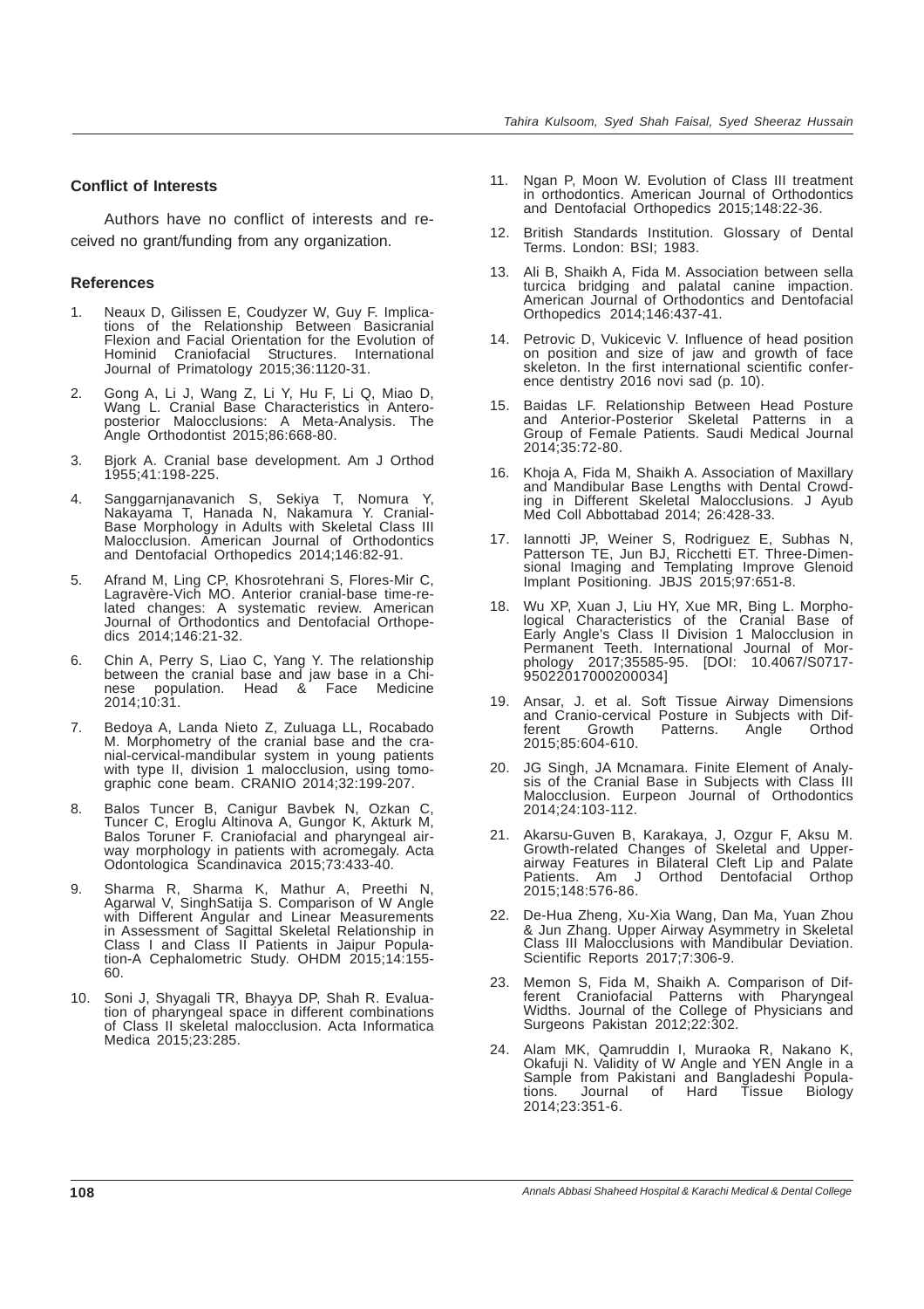### Conflict of Interests

Authors have no conflict of interests and received no grant/funding from any organization.

### References

1. Neaux D, Gilissen E, Coudyzer W, Guy F. Implications of the Relationship Between Basicranial Flexion and Facial Orientation for the Evolution of Hominid Craniofacial Structures. International Journal of Primatology 2015;36:1120-31.
2. Gong A, Li J, Wang Z, Li Y, Hu F, Li Q, Miao D, Wang L. Cranial Base Characteristics in Anteroposterior Malocclusions: A Meta-Analysis. The Angle Orthodontist 2015;86:668-80.
3. Bjork A. Cranial base development. Am J Orthod 1955;41:198-225.
4. Sanggarnjanavanich S, Sekiya T, Nomura Y, Nakayama T, Hanada N, Nakamura Y. Cranial-Base Morphology in Adults with Skeletal Class III Malocclusion. American Journal of Orthodontics and Dentofacial Orthopedics 2014;146:82-91.
5. Afrand M, Ling CP, Khosrotehrani S, Flores-Mir C, Lagravère-Vich MO. Anterior cranial-base time-related changes: A systematic review. American Journal of Orthodontics and Dentofacial Orthopedics 2014;146:21-32.
6. Chin A, Perry S, Liao C, Yang Y. The relationship between the cranial base and jaw base in a Chinese population. Head & Face Medicine 2014;10:31.
7. Bedoya A, Landa Nieto Z, Zuluaga LL, Rocabado M. Morphometry of the cranial base and the cranial-cervical-mandibular system in young patients with type II, division 1 malocclusion, using tomographic cone beam. CRANIO 2014;32:199-207.
8. Balos Tuncer B, Canigur Bavbek N, Ozkan C, Tuncer C, Eroglu Altinova A, Gungor K, Akturk M, Balos Toruner F. Craniofacial and pharyngeal airway morphology in patients with acromegaly. Acta Odontologica Scandinavica 2015;73:433-40.
9. Sharma R, Sharma K, Mathur A, Preethi N, Agarwal V, SinghSatija S. Comparison of W Angle with Different Angular and Linear Measurements in Assessment of Sagittal Skeletal Relationship in Class I and Class II Patients in Jaipur Population-A Cephalometric Study. OHDM 2015;14:155-60.
10. Soni J, Shyagali TR, Bhayya DP, Shah R. Evaluation of pharyngeal space in different combinations of Class II skeletal malocclusion. Acta Informatica Medica 2015;23:285.
11. Ngan P, Moon W. Evolution of Class III treatment in orthodontics. American Journal of Orthodontics and Dentofacial Orthopedics 2015;148:22-36.
12. British Standards Institution. Glossary of Dental Terms. London: BSI; 1983.
13. Ali B, Shaikh A, Fida M. Association between sella turcica bridging and palatal canine impaction. American Journal of Orthodontics and Dentofacial Orthopedics 2014;146:437-41.
14. Petrovic D, Vukicevic V. Influence of head position on position and size of jaw and growth of face skeleton. In the first international scientific conference dentistry 2016 novi sad (p. 10).
15. Baidas LF. Relationship Between Head Posture and Anterior-Posterior Skeletal Patterns in a Group of Female Patients. Saudi Medical Journal 2014;35:72-80.
16. Khoja A, Fida M, Shaikh A. Association of Maxillary and Mandibular Base Lengths with Dental Crowding in Different Skeletal Malocclusions. J Ayub Med Coll Abbottabad 2014; 26:428-33.
17. Iannotti JP, Weiner S, Rodriguez E, Subhas N, Patterson TE, Jun BJ, Ricchetti ET. Three-Dimensional Imaging and Templating Improve Glenoid Implant Positioning. JBJS 2015;97:651-8.
18. Wu XP, Xuan J, Liu HY, Xue MR, Bing L. Morphological Characteristics of the Cranial Base of Early Angle's Class II Division 1 Malocclusion in Permanent Teeth. International Journal of Morphology 2017;35585-95. [DOI: 10.4067/S0717-95022017000200034]
19. Ansar, J. et al. Soft Tissue Airway Dimensions and Cranio-cervical Posture in Subjects with Different Growth Patterns. Angle Orthod 2015;85:604-610.
20. JG Singh, JA Mcnamara. Finite Element of Analysis of the Cranial Base in Subjects with Class III Malocclusion. Eurpeon Journal of Orthodontics 2014;24:103-112.
21. Akarsu-Guven B, Karakaya, J, Ozgur F, Aksu M. Growth-related Changes of Skeletal and Upper-airway Features in Bilateral Cleft Lip and Palate Patients. Am J Orthod Dentofacial Orthop 2015;148:576-86.
22. De-Hua Zheng, Xu-Xia Wang, Dan Ma, Yuan Zhou & Jun Zhang. Upper Airway Asymmetry in Skeletal Class III Malocclusions with Mandibular Deviation. Scientific Reports 2017;7:306-9.
23. Memon S, Fida M, Shaikh A. Comparison of Different Craniofacial Patterns with Pharyngeal Widths. Journal of the College of Physicians and Surgeons Pakistan 2012;22:302.
24. Alam MK, Qamruddin I, Muraoka R, Nakano K, Okafuji N. Validity of W Angle and YEN Angle in a Sample from Pakistani and Bangladeshi Populations. Journal of Hard Tissue Biology 2014;23:351-6.